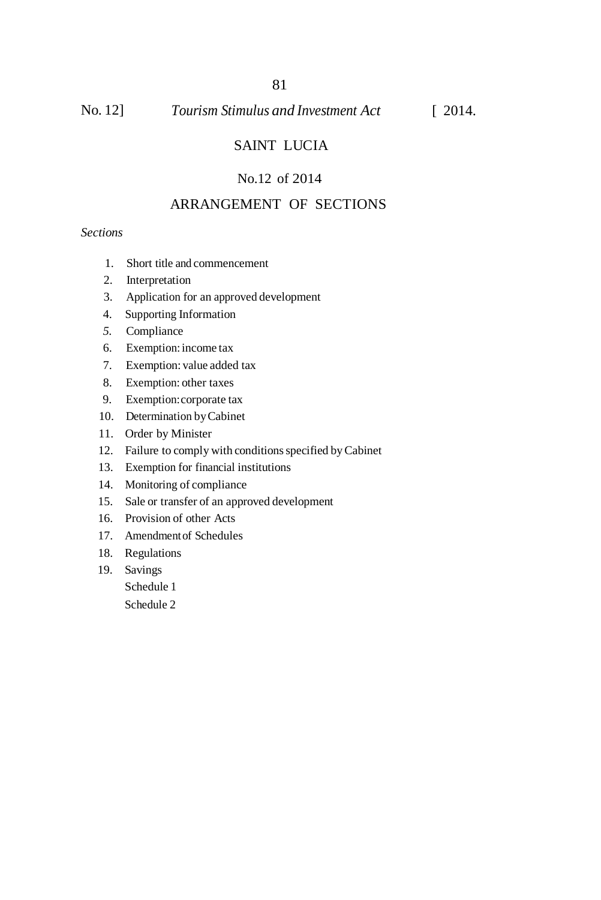# SAINT LUCIA

## No.12 of 2014

## ARRANGEMENT OF SECTIONS

*Sections*

1. Short title and commencement
2. Interpretation
3. Application for an approved development
4. Supporting Information
5. Compliance
6. Exemption: income tax
7. Exemption: value added tax
8. Exemption: other taxes
9. Exemption: corporate tax
10. Determination by Cabinet
11. Order by Minister
12. Failure to comply with conditions specified by Cabinet
13. Exemption for financial institutions
14. Monitoring of compliance
15. Sale or transfer of an approved development
16. Provision of other Acts
17. Amendment of Schedules
18. Regulations
19. Savings

Schedule 1

Schedule 2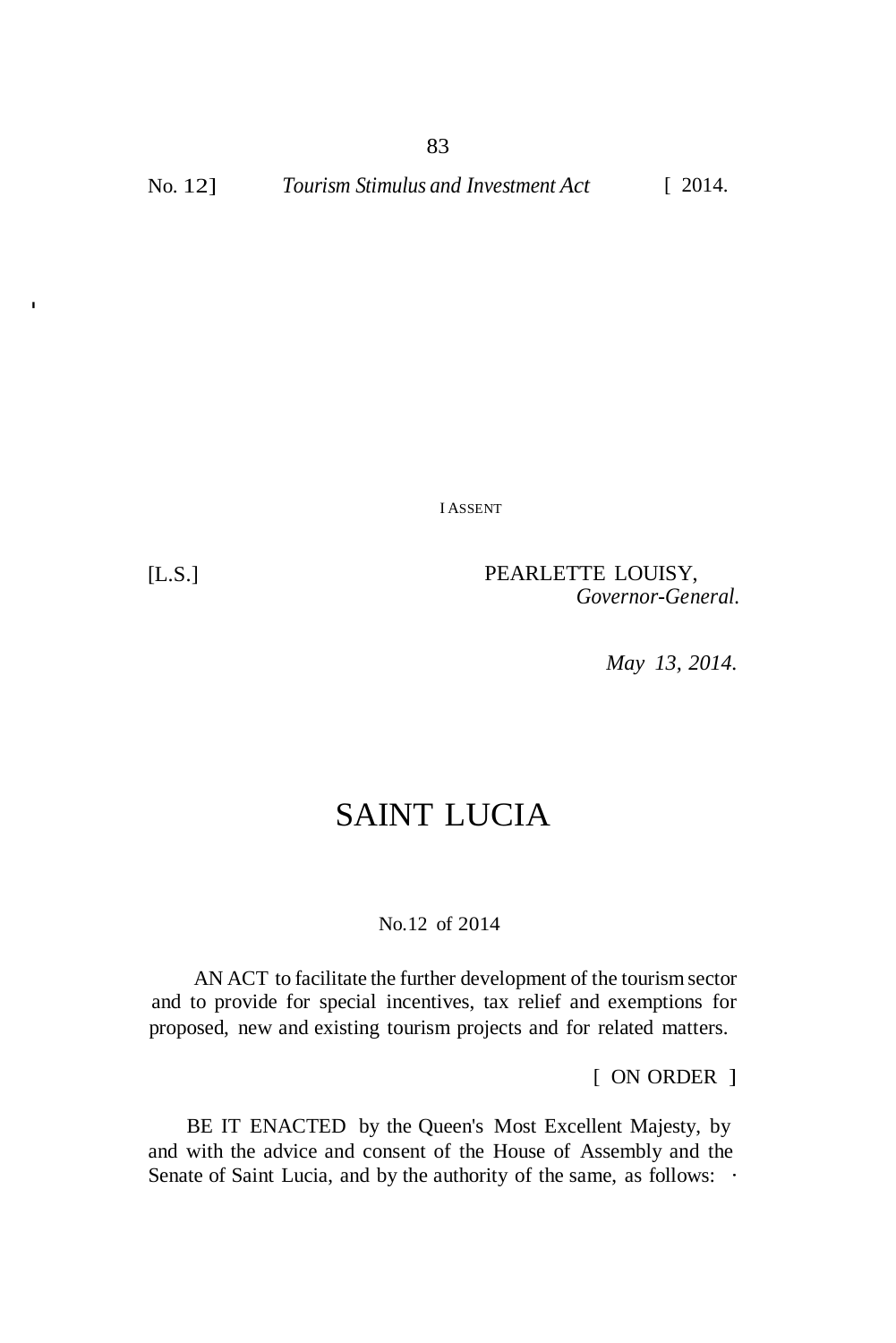I ASSENT

[L.S.]

PEARLETTE LOUISY,
*Governor-General.*

*May 13, 2014.*

# SAINT LUCIA

No.12 of 2014

AN ACT to facilitate the further development of the tourism sector and to provide for special incentives, tax relief and exemptions for proposed, new and existing tourism projects and for related matters.

[ ON ORDER ]

BE IT ENACTED by the Queen's Most Excellent Majesty, by and with the advice and consent of the House of Assembly and the Senate of Saint Lucia, and by the authority of the same, as follows: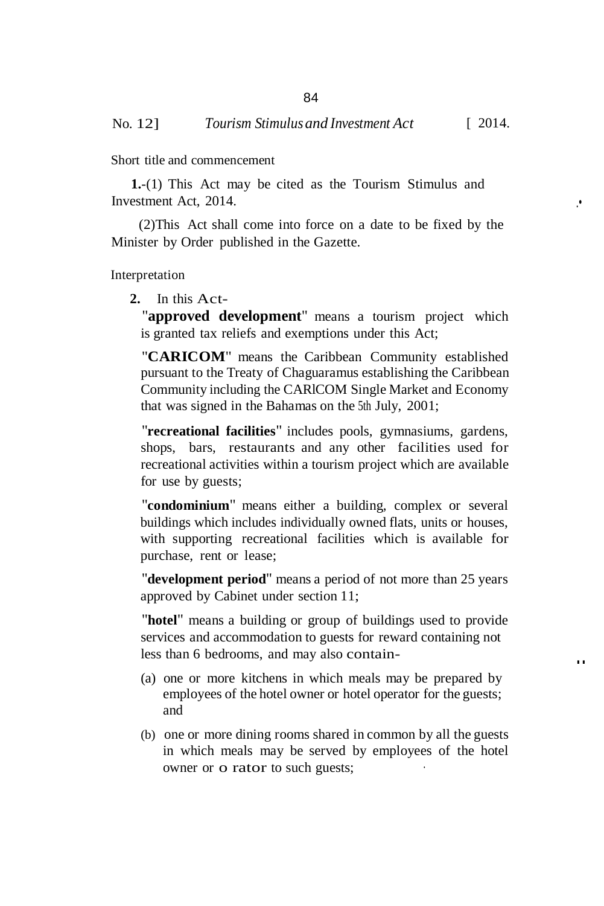Short title and commencement

**1.**-(1) This Act may be cited as the Tourism Stimulus and Investment Act, 2014.

(2)This Act shall come into force on a date to be fixed by the Minister by Order published in the Gazette.

Interpretation

**2.** In this Act-

"**approved development**" means a tourism project which is granted tax reliefs and exemptions under this Act;

"**CARICOM**" means the Caribbean Community established pursuant to the Treaty of Chaguaramus establishing the Caribbean Community including the CARlCOM Single Market and Economy that was signed in the Bahamas on the 5th July, 2001;

"**recreational facilities**" includes pools, gymnasiums, gardens, shops, bars, restaurants and any other facilities used for recreational activities within a tourism project which are available for use by guests;

"**condominium**" means either a building, complex or several buildings which includes individually owned flats, units or houses, with supporting recreational facilities which is available for purchase, rent or lease;

"**development period**" means a period of not more than 25 years approved by Cabinet under section 11;

"**hotel**" means a building or group of buildings used to provide services and accommodation to guests for reward containing not less than 6 bedrooms, and may also contain-

(a) one or more kitchens in which meals may be prepared by employees of the hotel owner or hotel operator for the guests; and

(b) one or more dining rooms shared in common by all the guests in which meals may be served by employees of the hotel owner or o rator to such guests;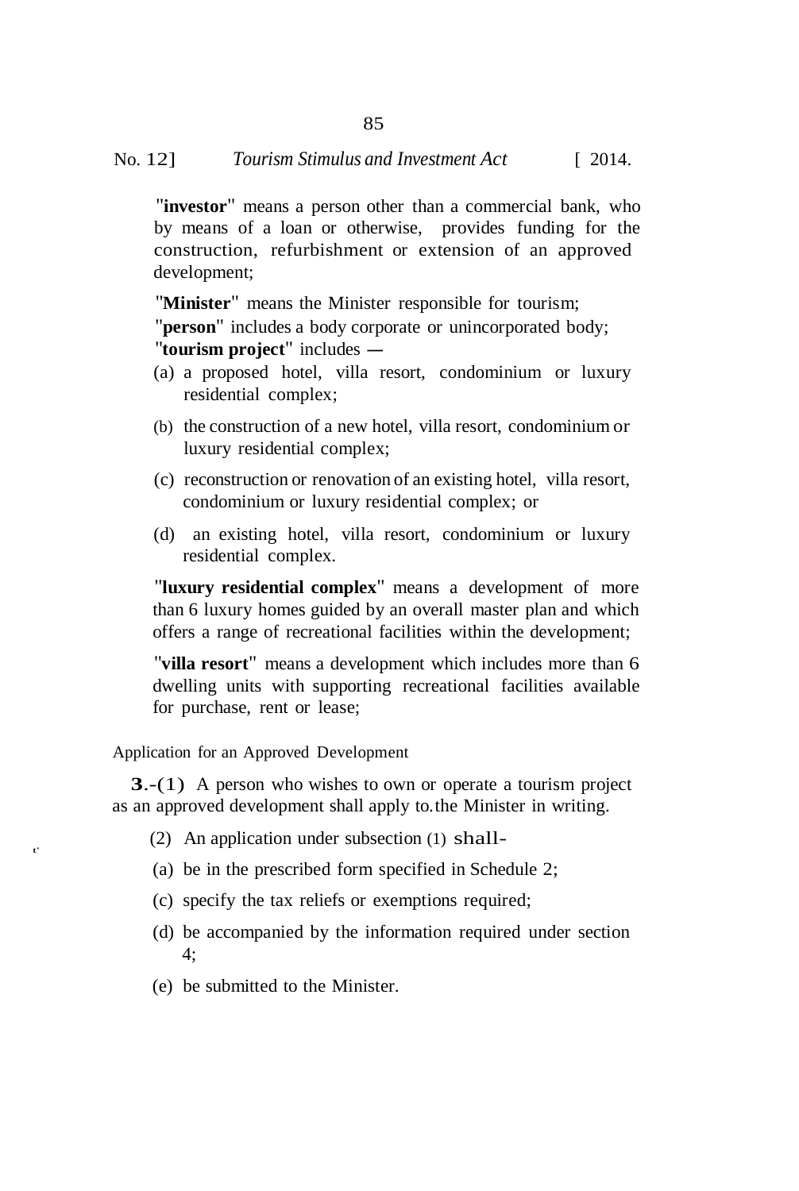"**investor**" means a person other than a commercial bank, who by means of a loan or otherwise, provides funding for the construction, refurbishment or extension of an approved development;

"**Minister**" means the Minister responsible for tourism;

"**person**" includes a body corporate or unincorporated body;

"**tourism project**" includes —

(a) a proposed hotel, villa resort, condominium or luxury residential complex;

(b) the construction of a new hotel, villa resort, condominium or luxury residential complex;

(c) reconstruction or renovation of an existing hotel, villa resort, condominium or luxury residential complex; or

(d) an existing hotel, villa resort, condominium or luxury residential complex.

"**luxury residential complex**" means a development of more than 6 luxury homes guided by an overall master plan and which offers a range of recreational facilities within the development;

"**villa resort**" means a development which includes more than 6 dwelling units with supporting recreational facilities available for purchase, rent or lease;

Application for an Approved Development

**3.**-(1) A person who wishes to own or operate a tourism project as an approved development shall apply to the Minister in writing.

(2) An application under subsection (1) shall-

(a) be in the prescribed form specified in Schedule 2;

(c) specify the tax reliefs or exemptions required;

(d) be accompanied by the information required under section 4;

(e) be submitted to the Minister.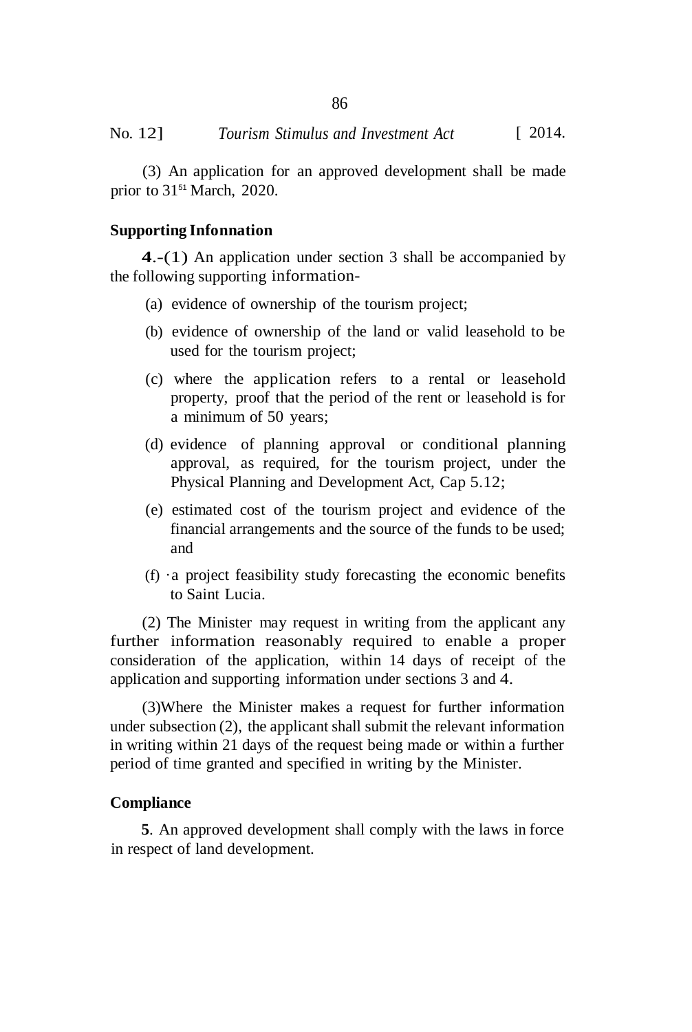(3) An application for an approved development shall be made prior to 31st March, 2020.

**Supporting Infonnation**

**4**.-(1) An application under section 3 shall be accompanied by the following supporting information-

(a) evidence of ownership of the tourism project;

(b) evidence of ownership of the land or valid leasehold to be used for the tourism project;

(c) where the application refers to a rental or leasehold property, proof that the period of the rent or leasehold is for a minimum of 50 years;

(d) evidence of planning approval or conditional planning approval, as required, for the tourism project, under the Physical Planning and Development Act, Cap 5.12;

(e) estimated cost of the tourism project and evidence of the financial arrangements and the source of the funds to be used; and

(f) ·a project feasibility study forecasting the economic benefits to Saint Lucia.

(2) The Minister may request in writing from the applicant any further information reasonably required to enable a proper consideration of the application, within 14 days of receipt of the application and supporting information under sections 3 and 4.

(3)Where the Minister makes a request for further information under subsection (2), the applicant shall submit the relevant information in writing within 21 days of the request being made or within a further period of time granted and specified in writing by the Minister.

**Compliance**

**5**. An approved development shall comply with the laws in force in respect of land development.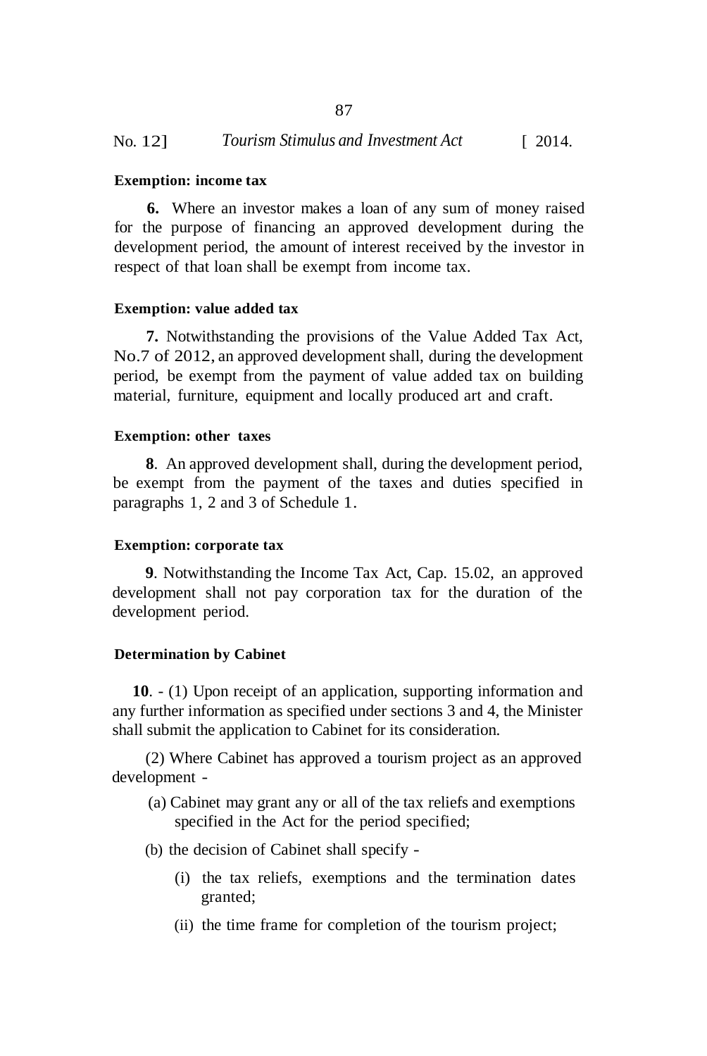**Exemption: income tax**

**6.** Where an investor makes a loan of any sum of money raised for the purpose of financing an approved development during the development period, the amount of interest received by the investor in respect of that loan shall be exempt from income tax.

**Exemption: value added tax**

**7.** Notwithstanding the provisions of the Value Added Tax Act, No.7 of 2012, an approved development shall, during the development period, be exempt from the payment of value added tax on building material, furniture, equipment and locally produced art and craft.

**Exemption: other taxes**

**8**. An approved development shall, during the development period, be exempt from the payment of the taxes and duties specified in paragraphs 1, 2 and 3 of Schedule 1.

**Exemption: corporate tax**

**9**. Notwithstanding the Income Tax Act, Cap. 15.02, an approved development shall not pay corporation tax for the duration of the development period.

**Determination by Cabinet**

**10**. - (1) Upon receipt of an application, supporting information and any further information as specified under sections 3 and 4, the Minister shall submit the application to Cabinet for its consideration.

(2) Where Cabinet has approved a tourism project as an approved development -

(a) Cabinet may grant any or all of the tax reliefs and exemptions specified in the Act for the period specified;

(b) the decision of Cabinet shall specify -

(i) the tax reliefs, exemptions and the termination dates granted;

(ii) the time frame for completion of the tourism project;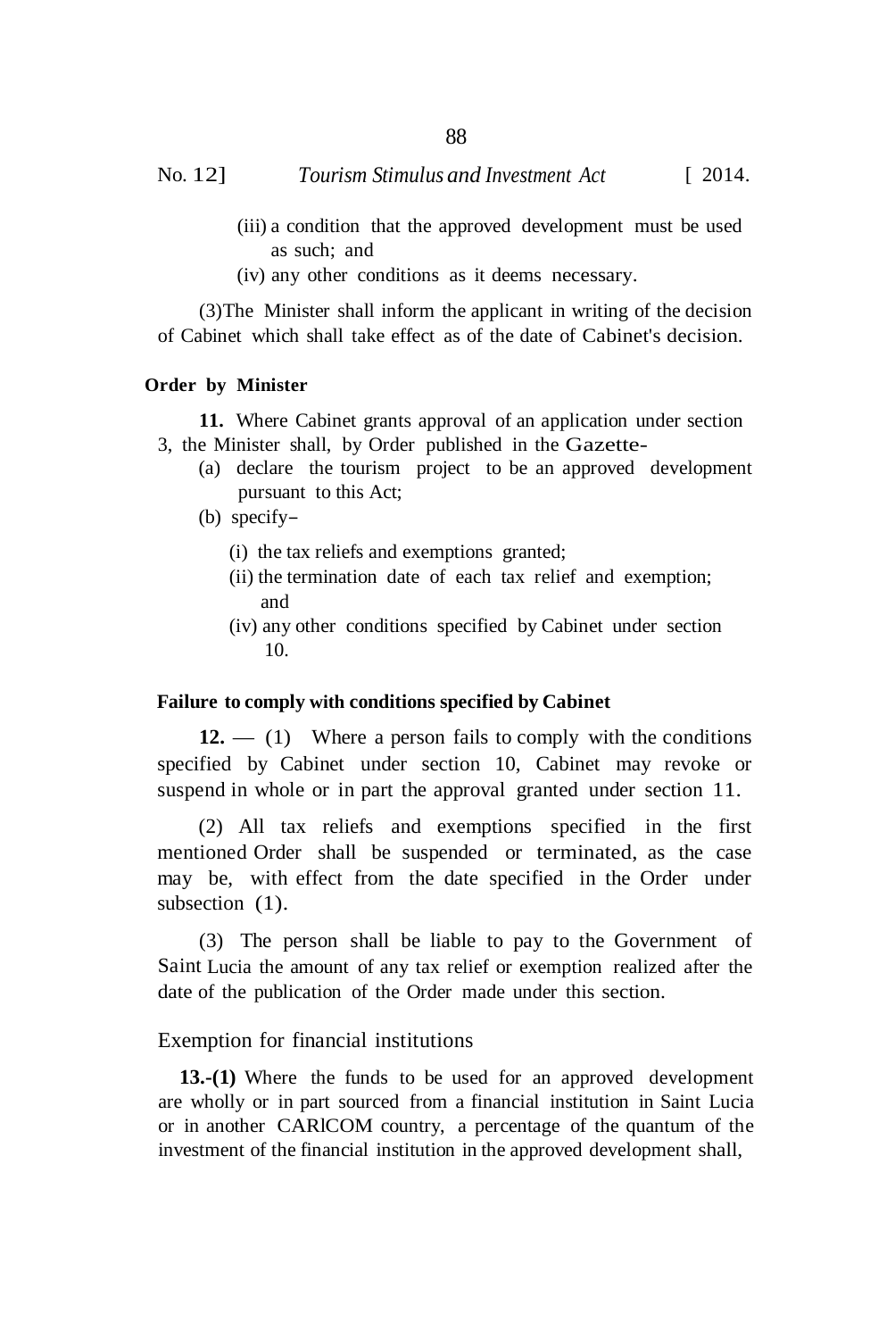(iii) a condition that the approved development must be used as such; and

(iv) any other conditions as it deems necessary.

(3) The Minister shall inform the applicant in writing of the decision of Cabinet which shall take effect as of the date of Cabinet's decision.

**Order by Minister**

**11.** Where Cabinet grants approval of an application under section 3, the Minister shall, by Order published in the Gazette-

(a) declare the tourism project to be an approved development pursuant to this Act;

(b) specify–

(i) the tax reliefs and exemptions granted;

(ii) the termination date of each tax relief and exemption; and

(iv) any other conditions specified by Cabinet under section 10.

**Failure to comply with conditions specified by Cabinet**

**12.** — (1) Where a person fails to comply with the conditions specified by Cabinet under section 10, Cabinet may revoke or suspend in whole or in part the approval granted under section 11.

(2) All tax reliefs and exemptions specified in the first mentioned Order shall be suspended or terminated, as the case may be, with effect from the date specified in the Order under subsection (1).

(3) The person shall be liable to pay to the Government of Saint Lucia the amount of any tax relief or exemption realized after the date of the publication of the Order made under this section.

Exemption for financial institutions

**13.-(1)** Where the funds to be used for an approved development are wholly or in part sourced from a financial institution in Saint Lucia or in another CARICOM country, a percentage of the quantum of the investment of the financial institution in the approved development shall,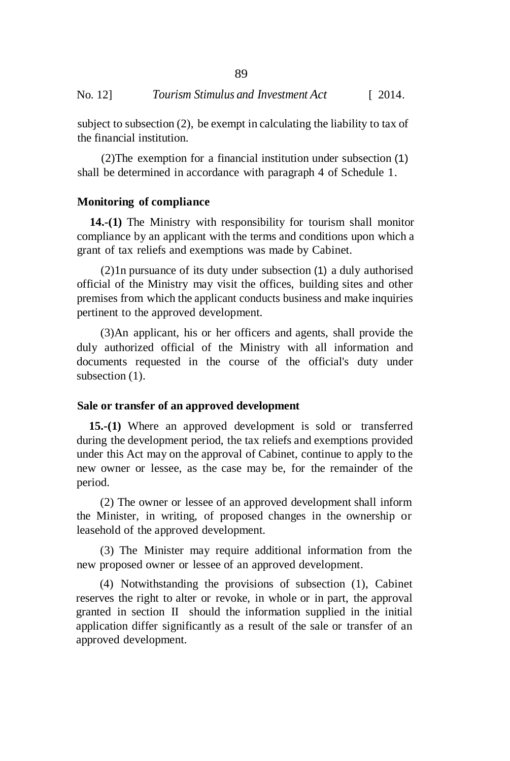subject to subsection (2), be exempt in calculating the liability to tax of the financial institution.

(2)The exemption for a financial institution under subsection (1) shall be determined in accordance with paragraph 4 of Schedule 1.

### Monitoring of compliance

**14.-(1)** The Ministry with responsibility for tourism shall monitor compliance by an applicant with the terms and conditions upon which a grant of tax reliefs and exemptions was made by Cabinet.

(2)1n pursuance of its duty under subsection (1) a duly authorised official of the Ministry may visit the offices, building sites and other premises from which the applicant conducts business and make inquiries pertinent to the approved development.

(3)An applicant, his or her officers and agents, shall provide the duly authorized official of the Ministry with all information and documents requested in the course of the official's duty under subsection (1).

### Sale or transfer of an approved development

**15.-(1)** Where an approved development is sold or transferred during the development period, the tax reliefs and exemptions provided under this Act may on the approval of Cabinet, continue to apply to the new owner or lessee, as the case may be, for the remainder of the period.

(2) The owner or lessee of an approved development shall inform the Minister, in writing, of proposed changes in the ownership or leasehold of the approved development.

(3) The Minister may require additional information from the new proposed owner or lessee of an approved development.

(4) Notwithstanding the provisions of subsection (1), Cabinet reserves the right to alter or revoke, in whole or in part, the approval granted in section II should the information supplied in the initial application differ significantly as a result of the sale or transfer of an approved development.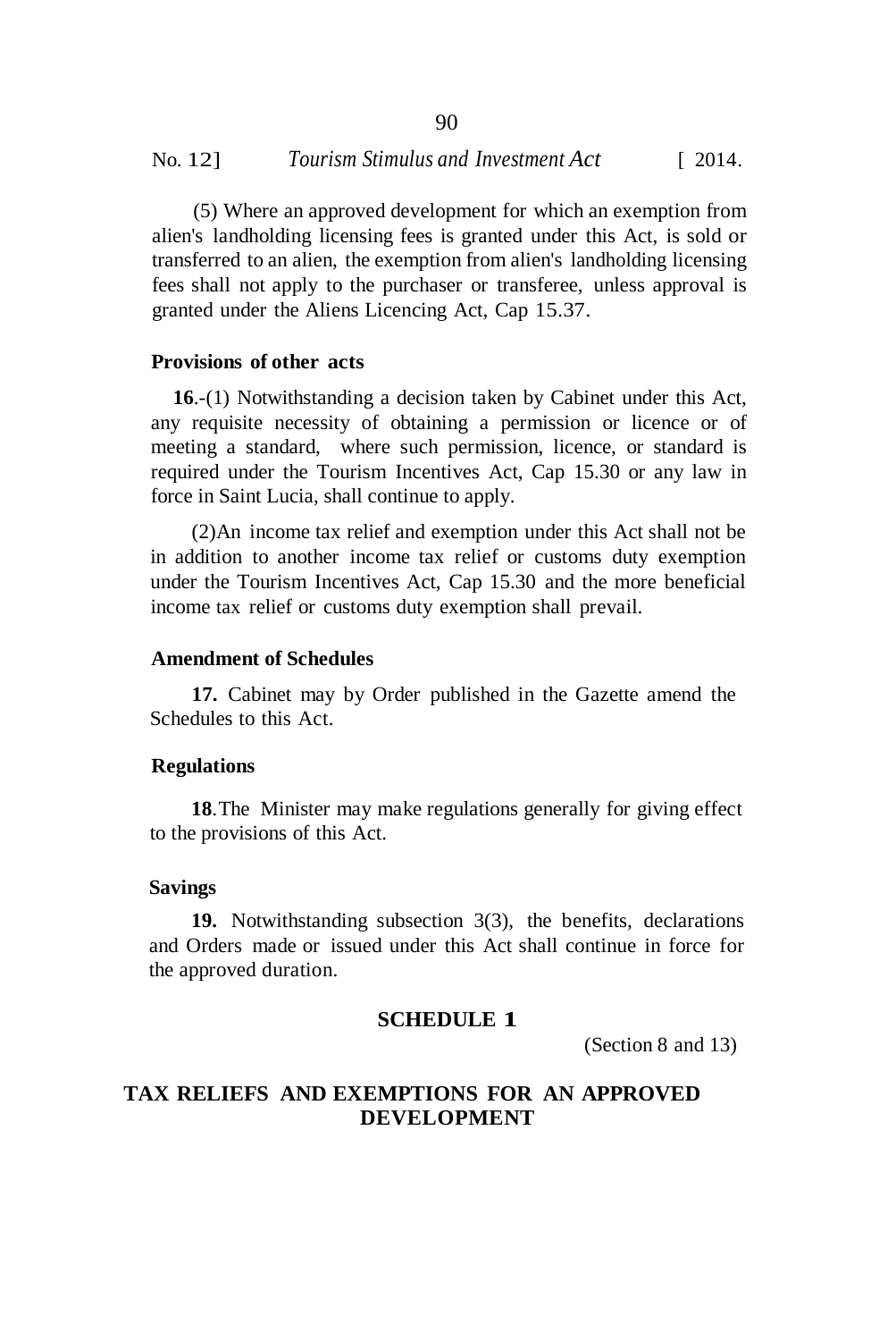(5) Where an approved development for which an exemption from alien's landholding licensing fees is granted under this Act, is sold or transferred to an alien, the exemption from alien's landholding licensing fees shall not apply to the purchaser or transferee, unless approval is granted under the Aliens Licencing Act, Cap 15.37.

**Provisions of other acts**

**16**.-(1) Notwithstanding a decision taken by Cabinet under this Act, any requisite necessity of obtaining a permission or licence or of meeting a standard, where such permission, licence, or standard is required under the Tourism Incentives Act, Cap 15.30 or any law in force in Saint Lucia, shall continue to apply.

(2)An income tax relief and exemption under this Act shall not be in addition to another income tax relief or customs duty exemption under the Tourism Incentives Act, Cap 15.30 and the more beneficial income tax relief or customs duty exemption shall prevail.

**Amendment of Schedules**

**17.** Cabinet may by Order published in the Gazette amend the Schedules to this Act.

**Regulations**

**18**.The Minister may make regulations generally for giving effect to the provisions of this Act.

**Savings**

**19.** Notwithstanding subsection 3(3), the benefits, declarations and Orders made or issued under this Act shall continue in force for the approved duration.

## SCHEDULE 1

(Section 8 and 13)

## TAX RELIEFS AND EXEMPTIONS FOR AN APPROVED DEVELOPMENT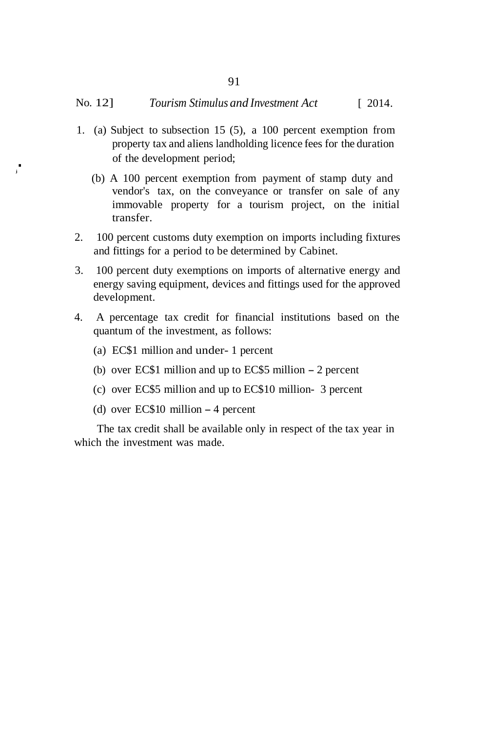1. (a) Subject to subsection 15 (5), a 100 percent exemption from property tax and aliens landholding licence fees for the duration of the development period;

   (b) A 100 percent exemption from payment of stamp duty and vendor's tax, on the conveyance or transfer on sale of any immovable property for a tourism project, on the initial transfer.

2. 100 percent customs duty exemption on imports including fixtures and fittings for a period to be determined by Cabinet.

3. 100 percent duty exemptions on imports of alternative energy and energy saving equipment, devices and fittings used for the approved development.

4. A percentage tax credit for financial institutions based on the quantum of the investment, as follows:

   (a) EC$1 million and under- 1 percent

   (b) over EC$1 million and up to EC$5 million – 2 percent

   (c) over EC$5 million and up to EC$10 million- 3 percent

   (d) over EC$10 million – 4 percent

The tax credit shall be available only in respect of the tax year in which the investment was made.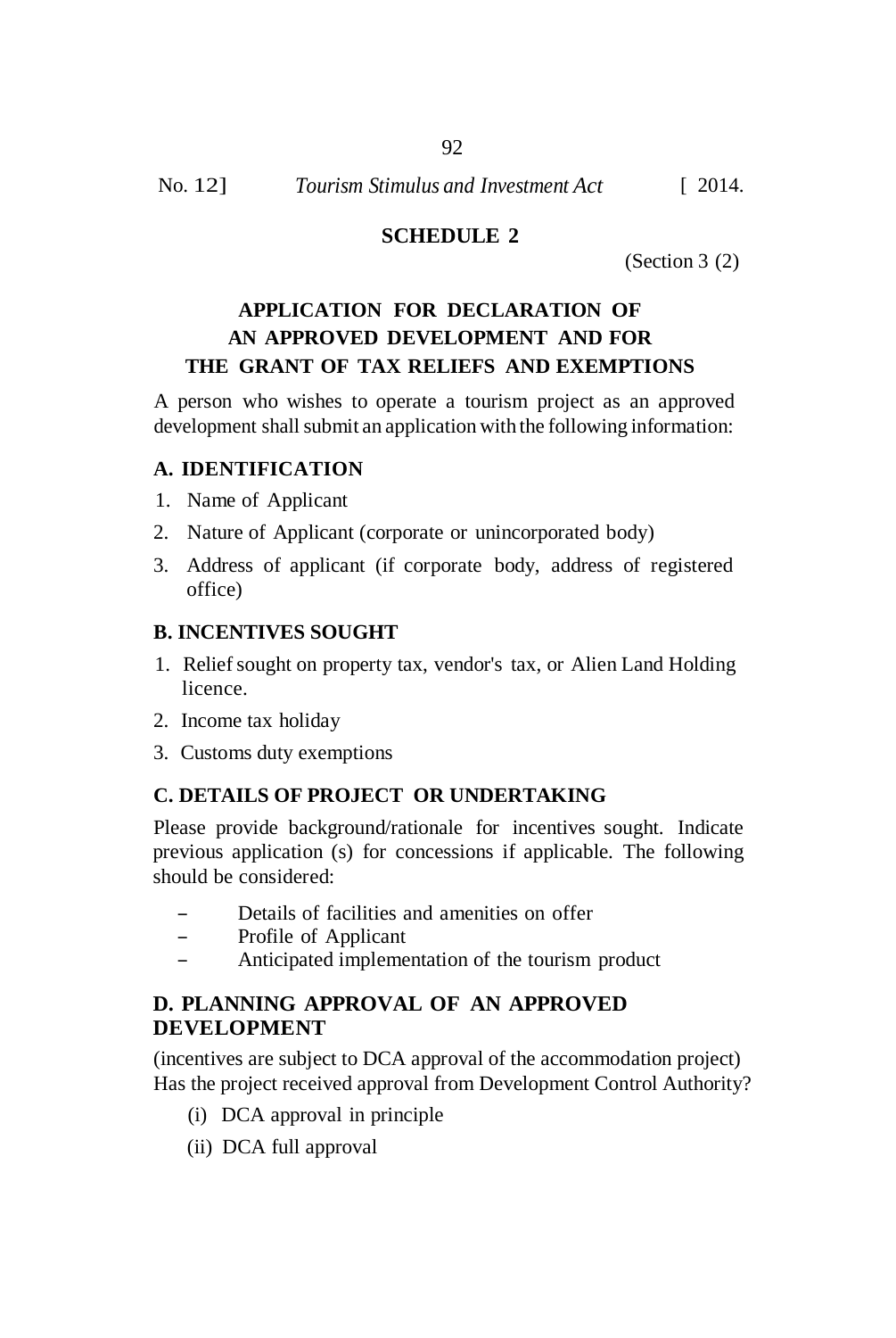## SCHEDULE 2

(Section 3 (2)

### APPLICATION FOR DECLARATION OF AN APPROVED DEVELOPMENT AND FOR THE GRANT OF TAX RELIEFS AND EXEMPTIONS

A person who wishes to operate a tourism project as an approved development shall submit an application with the following information:

**A. IDENTIFICATION**

1. Name of Applicant
2. Nature of Applicant (corporate or unincorporated body)
3. Address of applicant (if corporate body, address of registered office)

**B. INCENTIVES SOUGHT**

1. Relief sought on property tax, vendor's tax, or Alien Land Holding licence.
2. Income tax holiday
3. Customs duty exemptions

**C. DETAILS OF PROJECT OR UNDERTAKING**

Please provide background/rationale for incentives sought. Indicate previous application (s) for concessions if applicable. The following should be considered:

- Details of facilities and amenities on offer
- Profile of Applicant
- Anticipated implementation of the tourism product

**D. PLANNING APPROVAL OF AN APPROVED DEVELOPMENT**

(incentives are subject to DCA approval of the accommodation project) Has the project received approval from Development Control Authority?

(i) DCA approval in principle

(ii) DCA full approval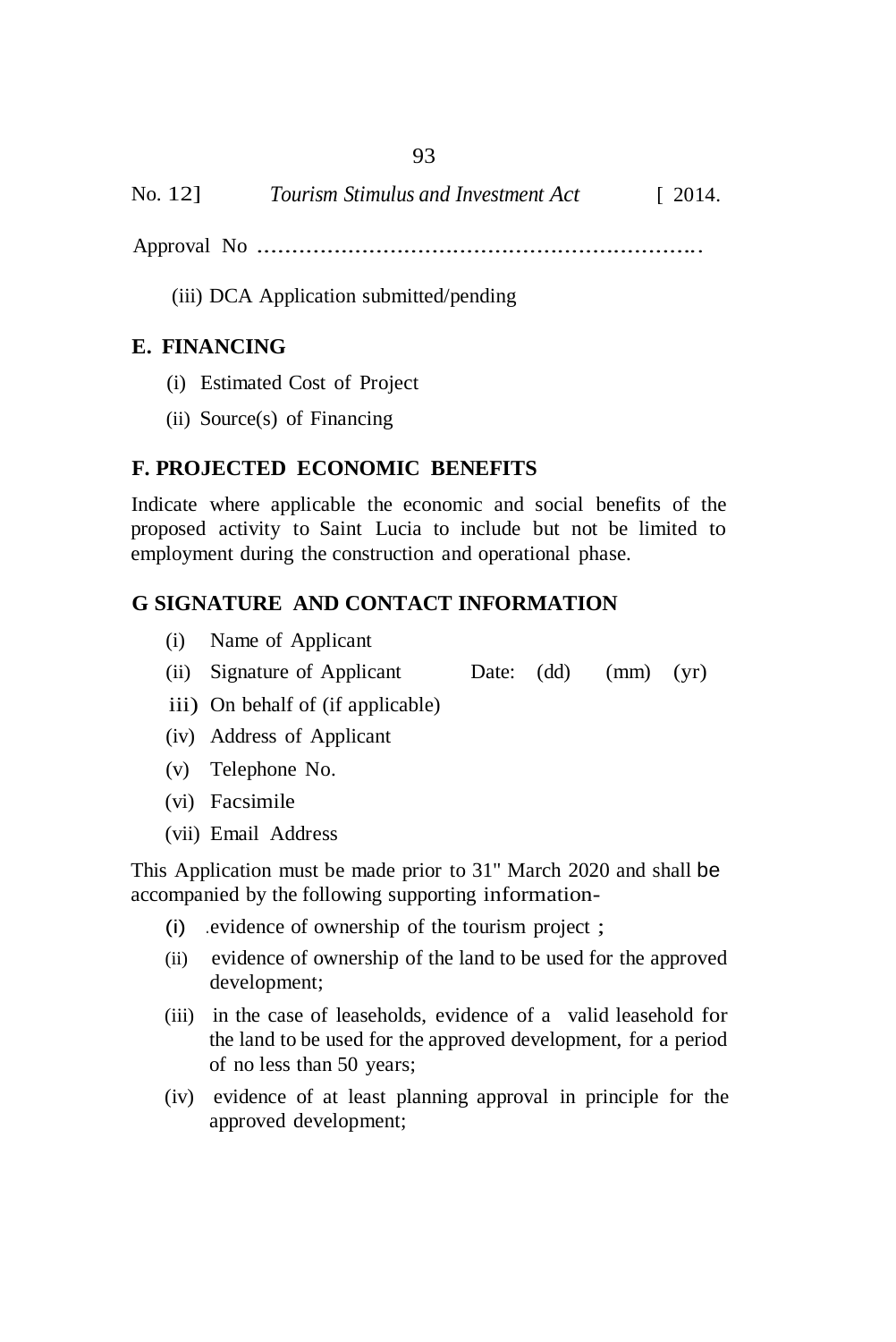Approval No ..........................................................

(iii) DCA Application submitted/pending

## E. FINANCING

(i) Estimated Cost of Project

(ii) Source(s) of Financing

## F. PROJECTED ECONOMIC BENEFITS

Indicate where applicable the economic and social benefits of the proposed activity to Saint Lucia to include but not be limited to employment during the construction and operational phase.

## G SIGNATURE AND CONTACT INFORMATION

(i) Name of Applicant

(ii) Signature of Applicant Date: (dd) (mm) (yr)

iii) On behalf of (if applicable)

(iv) Address of Applicant

(v) Telephone No.

(vi) Facsimile

(vii) Email Address

This Application must be made prior to 31" March 2020 and shall be accompanied by the following supporting information-

(i) .evidence of ownership of the tourism project ;

(ii) evidence of ownership of the land to be used for the approved development;

(iii) in the case of leaseholds, evidence of a valid leasehold for the land to be used for the approved development, for a period of no less than 50 years;

(iv) evidence of at least planning approval in principle for the approved development;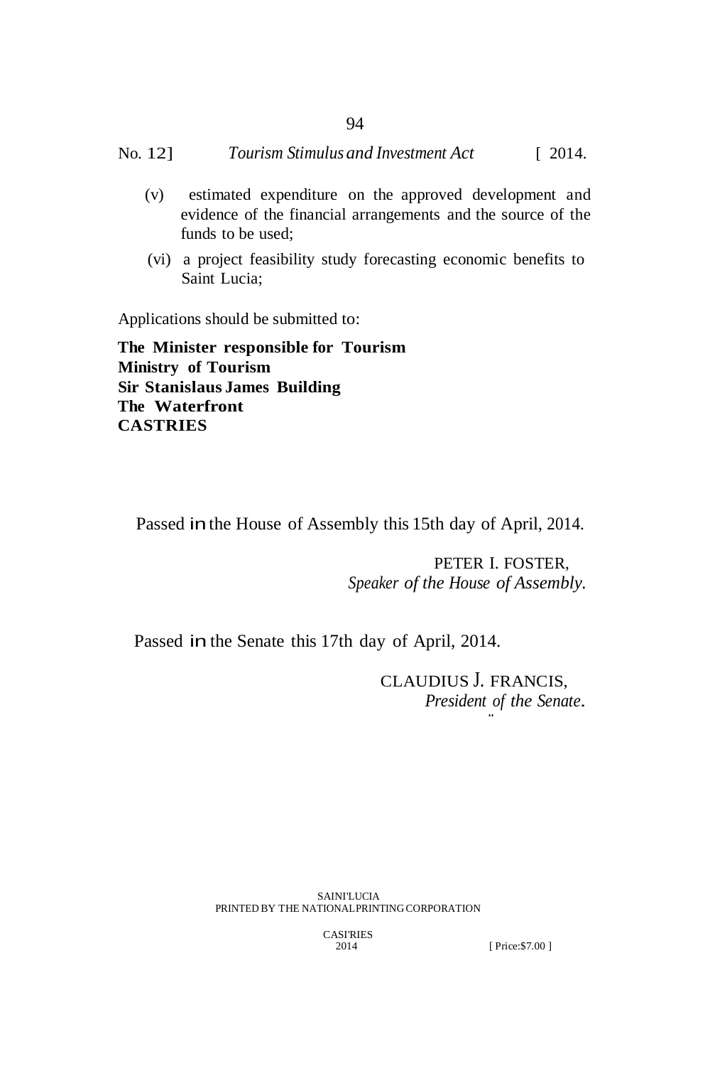(v) estimated expenditure on the approved development and evidence of the financial arrangements and the source of the funds to be used;

(vi) a project feasibility study forecasting economic benefits to Saint Lucia;

Applications should be submitted to:

**The Minister responsible for Tourism**
**Ministry of Tourism**
**Sir Stanislaus James Building**
**The Waterfront**
**CASTRIES**

Passed in the House of Assembly this 15th day of April, 2014.

PETER I. FOSTER,
*Speaker of the House of Assembly.*

Passed in the Senate this 17th day of April, 2014.

CLAUDIUS J. FRANCIS,
*President of the Senate.*

SAINI'LUCIA
PRINTED BY THE NATIONAL PRINTING CORPORATION

CASI'RIES
2014

[ Price:$7.00 ]